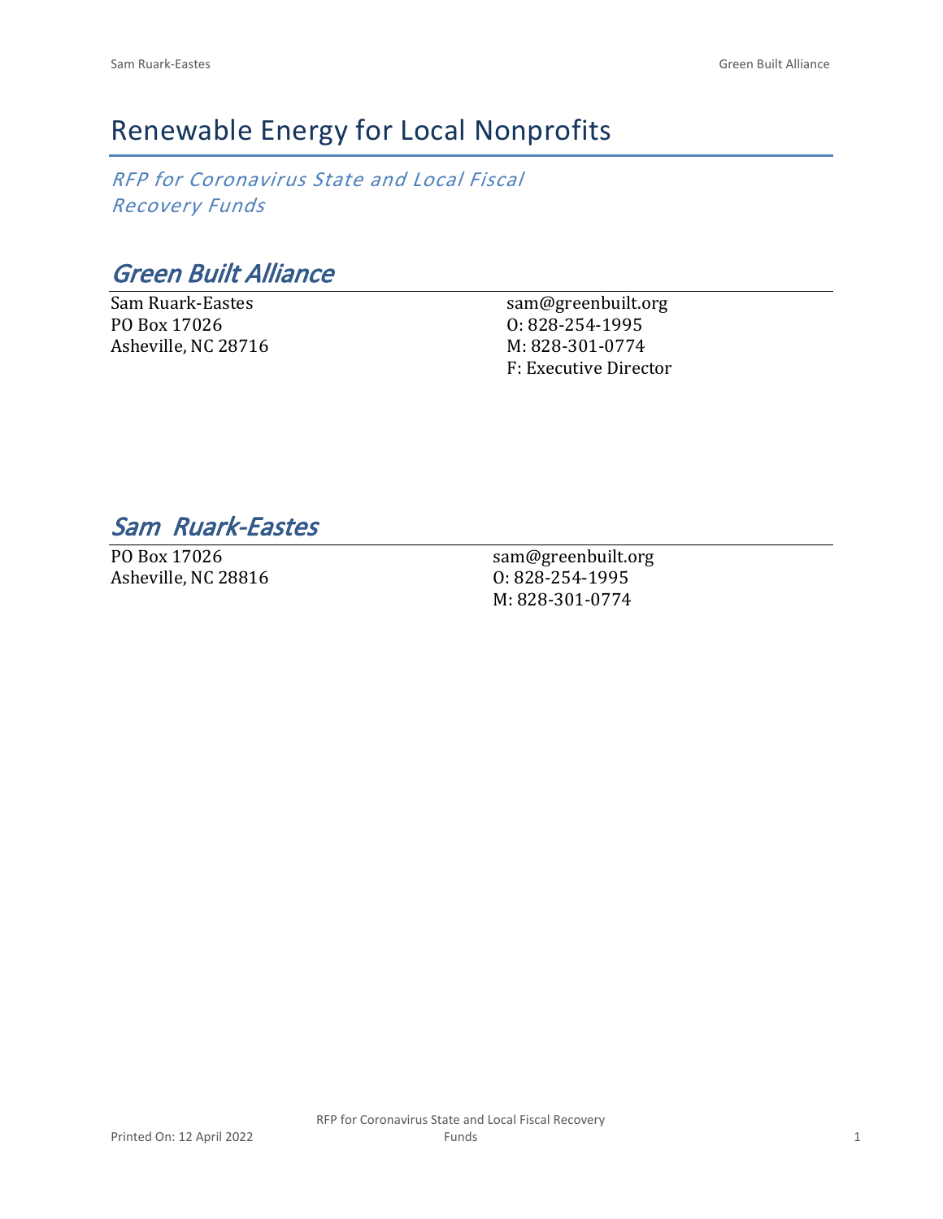# Renewable Energy for Local Nonprofits

*RFP for Coronavirus State and Local Fiscal Recovery Funds*

## *Green Built Alliance*

Sam Ruark-Eastes
PO Box 17026
Asheville, NC 28716

sam@greenbuilt.org
O: 828-254-1995
M: 828-301-0774
F: Executive Director

## *Sam Ruark-Eastes*

PO Box 17026
Asheville, NC 28816

sam@greenbuilt.org
O: 828-254-1995
M: 828-301-0774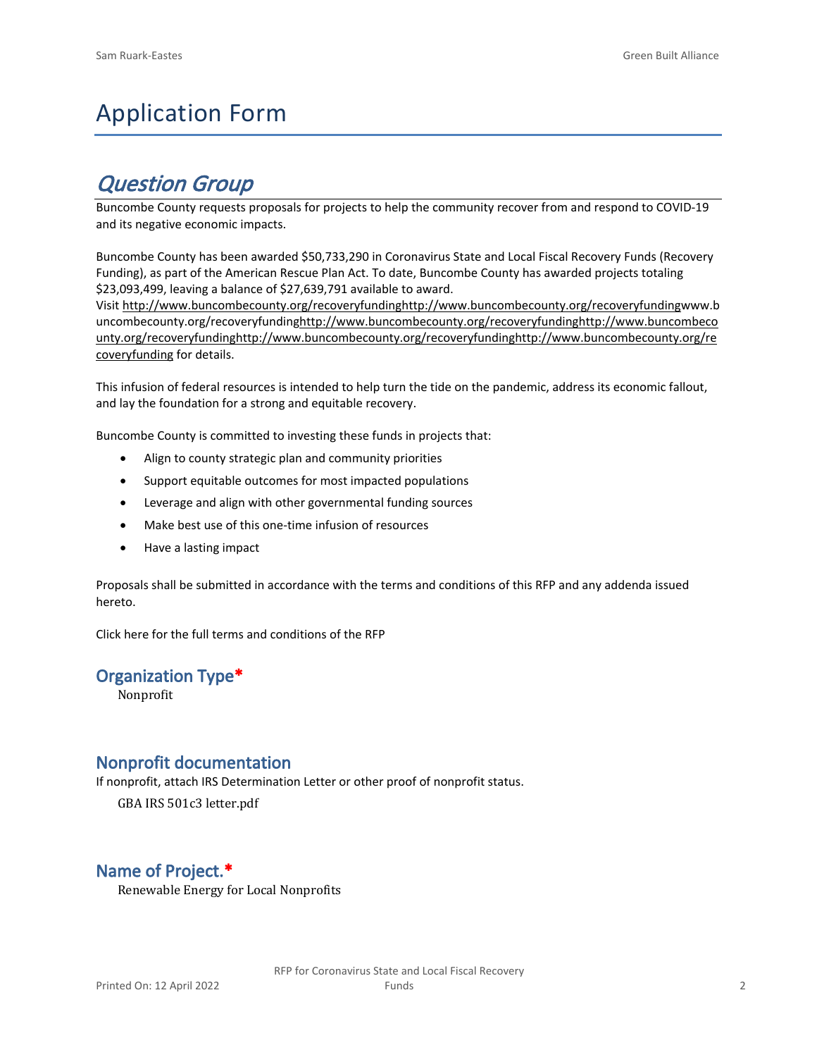# Application Form

## *Question Group*

Buncombe County requests proposals for projects to help the community recover from and respond to COVID-19 and its negative economic impacts.

Buncombe County has been awarded $50,733,290 in Coronavirus State and Local Fiscal Recovery Funds (Recovery Funding), as part of the American Rescue Plan Act. To date, Buncombe County has awarded projects totaling $23,093,499, leaving a balance of $27,639,791 available to award.

Visit http://www.buncombecounty.org/recoveryfundinghttp://www.buncombecounty.org/recoveryfundingwww.buncombecounty.org/recoveryfundinghttp://www.buncombecounty.org/recoveryfundinghttp://www.buncombecounty.org/recoveryfundinghttp://www.buncombecounty.org/recoveryfundinghttp://www.buncombecounty.org/recoveryfunding for details.

This infusion of federal resources is intended to help turn the tide on the pandemic, address its economic fallout, and lay the foundation for a strong and equitable recovery.

Buncombe County is committed to investing these funds in projects that:

- Align to county strategic plan and community priorities
- Support equitable outcomes for most impacted populations
- Leverage and align with other governmental funding sources
- Make best use of this one-time infusion of resources
- Have a lasting impact

Proposals shall be submitted in accordance with the terms and conditions of this RFP and any addenda issued hereto.

Click here for the full terms and conditions of the RFP

### Organization Type*

Nonprofit

### Nonprofit documentation

If nonprofit, attach IRS Determination Letter or other proof of nonprofit status.

GBA IRS 501c3 letter.pdf

### Name of Project.*

Renewable Energy for Local Nonprofits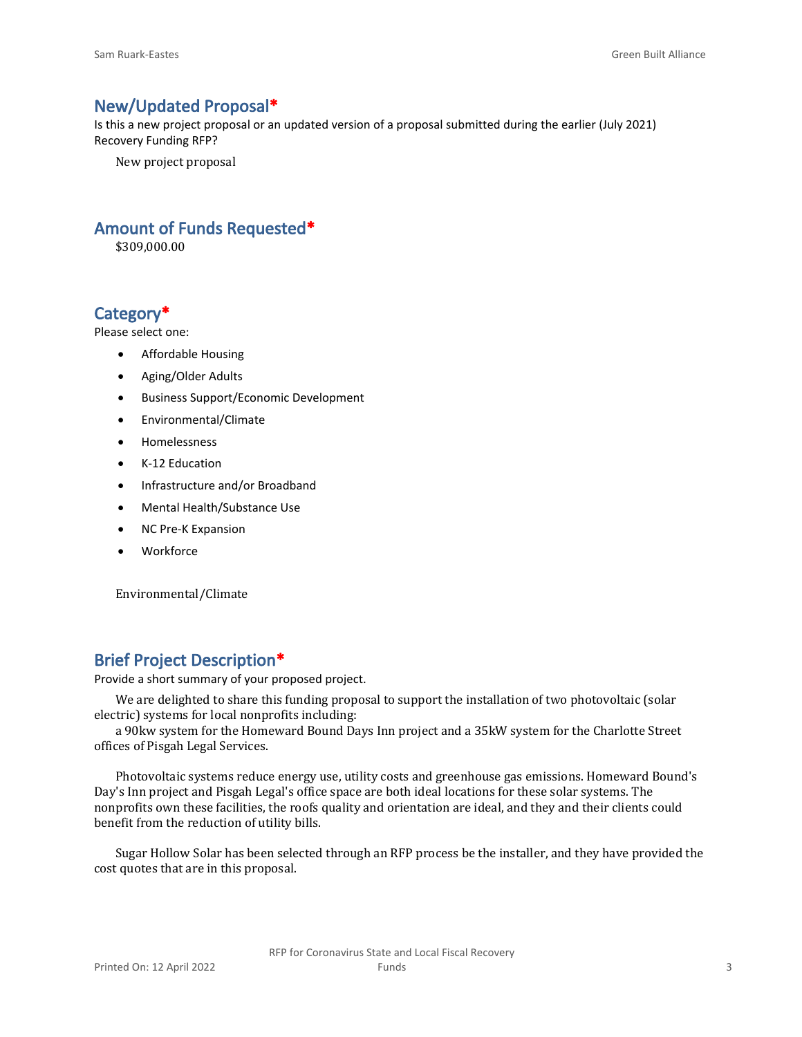## New/Updated Proposal*

Is this a new project proposal or an updated version of a proposal submitted during the earlier (July 2021) Recovery Funding RFP?

New project proposal

## Amount of Funds Requested*

$309,000.00

## Category*

Please select one:

- Affordable Housing
- Aging/Older Adults
- Business Support/Economic Development
- Environmental/Climate
- Homelessness
- K-12 Education
- Infrastructure and/or Broadband
- Mental Health/Substance Use
- NC Pre-K Expansion
- Workforce

Environmental/Climate

## Brief Project Description*

Provide a short summary of your proposed project.

We are delighted to share this funding proposal to support the installation of two photovoltaic (solar electric) systems for local nonprofits including:

a 90kw system for the Homeward Bound Days Inn project and a 35kW system for the Charlotte Street offices of Pisgah Legal Services.

Photovoltaic systems reduce energy use, utility costs and greenhouse gas emissions. Homeward Bound's Day's Inn project and Pisgah Legal's office space are both ideal locations for these solar systems. The nonprofits own these facilities, the roofs quality and orientation are ideal, and they and their clients could benefit from the reduction of utility bills.

Sugar Hollow Solar has been selected through an RFP process be the installer, and they have provided the cost quotes that are in this proposal.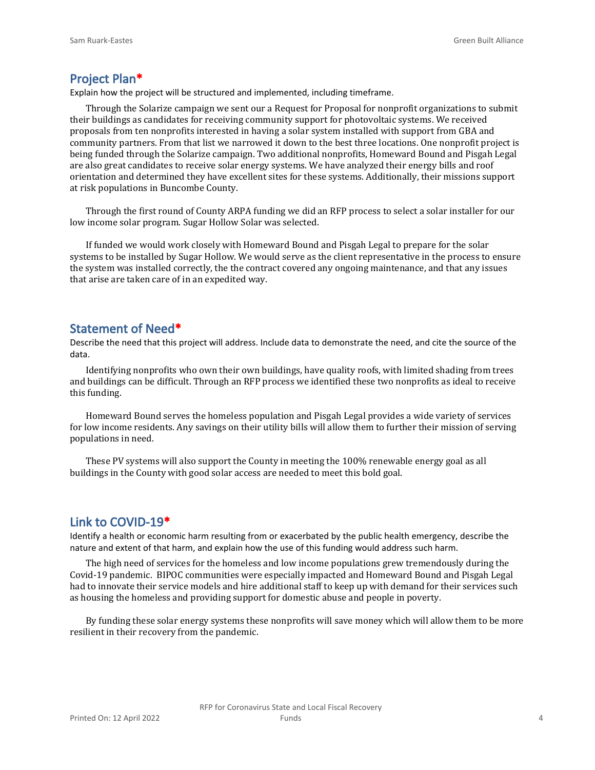## Project Plan*

Explain how the project will be structured and implemented, including timeframe.

Through the Solarize campaign we sent our a Request for Proposal for nonprofit organizations to submit their buildings as candidates for receiving community support for photovoltaic systems. We received proposals from ten nonprofits interested in having a solar system installed with support from GBA and community partners. From that list we narrowed it down to the best three locations. One nonprofit project is being funded through the Solarize campaign. Two additional nonprofits, Homeward Bound and Pisgah Legal are also great candidates to receive solar energy systems. We have analyzed their energy bills and roof orientation and determined they have excellent sites for these systems. Additionally, their missions support at risk populations in Buncombe County.

Through the first round of County ARPA funding we did an RFP process to select a solar installer for our low income solar program. Sugar Hollow Solar was selected.

If funded we would work closely with Homeward Bound and Pisgah Legal to prepare for the solar systems to be installed by Sugar Hollow. We would serve as the client representative in the process to ensure the system was installed correctly, the the contract covered any ongoing maintenance, and that any issues that arise are taken care of in an expedited way.

## Statement of Need*

Describe the need that this project will address. Include data to demonstrate the need, and cite the source of the data.

Identifying nonprofits who own their own buildings, have quality roofs, with limited shading from trees and buildings can be difficult. Through an RFP process we identified these two nonprofits as ideal to receive this funding.

Homeward Bound serves the homeless population and Pisgah Legal provides a wide variety of services for low income residents. Any savings on their utility bills will allow them to further their mission of serving populations in need.

These PV systems will also support the County in meeting the 100% renewable energy goal as all buildings in the County with good solar access are needed to meet this bold goal.

## Link to COVID-19*

Identify a health or economic harm resulting from or exacerbated by the public health emergency, describe the nature and extent of that harm, and explain how the use of this funding would address such harm.

The high need of services for the homeless and low income populations grew tremendously during the Covid-19 pandemic. BIPOC communities were especially impacted and Homeward Bound and Pisgah Legal had to innovate their service models and hire additional staff to keep up with demand for their services such as housing the homeless and providing support for domestic abuse and people in poverty.

By funding these solar energy systems these nonprofits will save money which will allow them to be more resilient in their recovery from the pandemic.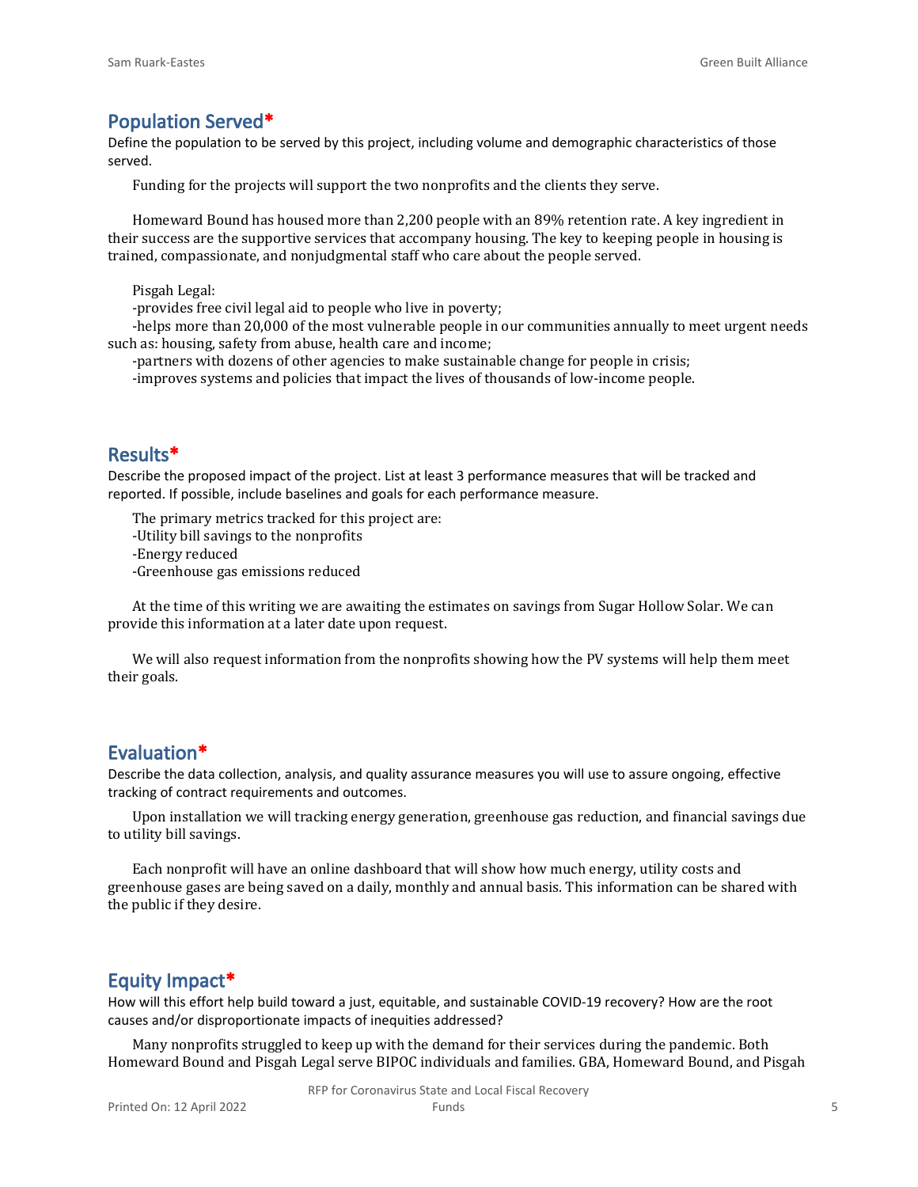## Population Served*

Define the population to be served by this project, including volume and demographic characteristics of those served.

Funding for the projects will support the two nonprofits and the clients they serve.

Homeward Bound has housed more than 2,200 people with an 89% retention rate. A key ingredient in their success are the supportive services that accompany housing. The key to keeping people in housing is trained, compassionate, and nonjudgmental staff who care about the people served.

Pisgah Legal:
-provides free civil legal aid to people who live in poverty;
-helps more than 20,000 of the most vulnerable people in our communities annually to meet urgent needs such as: housing, safety from abuse, health care and income;
-partners with dozens of other agencies to make sustainable change for people in crisis;
-improves systems and policies that impact the lives of thousands of low-income people.

## Results*

Describe the proposed impact of the project. List at least 3 performance measures that will be tracked and reported. If possible, include baselines and goals for each performance measure.

The primary metrics tracked for this project are:
-Utility bill savings to the nonprofits
-Energy reduced
-Greenhouse gas emissions reduced

At the time of this writing we are awaiting the estimates on savings from Sugar Hollow Solar. We can provide this information at a later date upon request.

We will also request information from the nonprofits showing how the PV systems will help them meet their goals.

## Evaluation*

Describe the data collection, analysis, and quality assurance measures you will use to assure ongoing, effective tracking of contract requirements and outcomes.

Upon installation we will tracking energy generation, greenhouse gas reduction, and financial savings due to utility bill savings.

Each nonprofit will have an online dashboard that will show how much energy, utility costs and greenhouse gases are being saved on a daily, monthly and annual basis. This information can be shared with the public if they desire.

## Equity Impact*

How will this effort help build toward a just, equitable, and sustainable COVID-19 recovery? How are the root causes and/or disproportionate impacts of inequities addressed?

Many nonprofits struggled to keep up with the demand for their services during the pandemic. Both Homeward Bound and Pisgah Legal serve BIPOC individuals and families. GBA, Homeward Bound, and Pisgah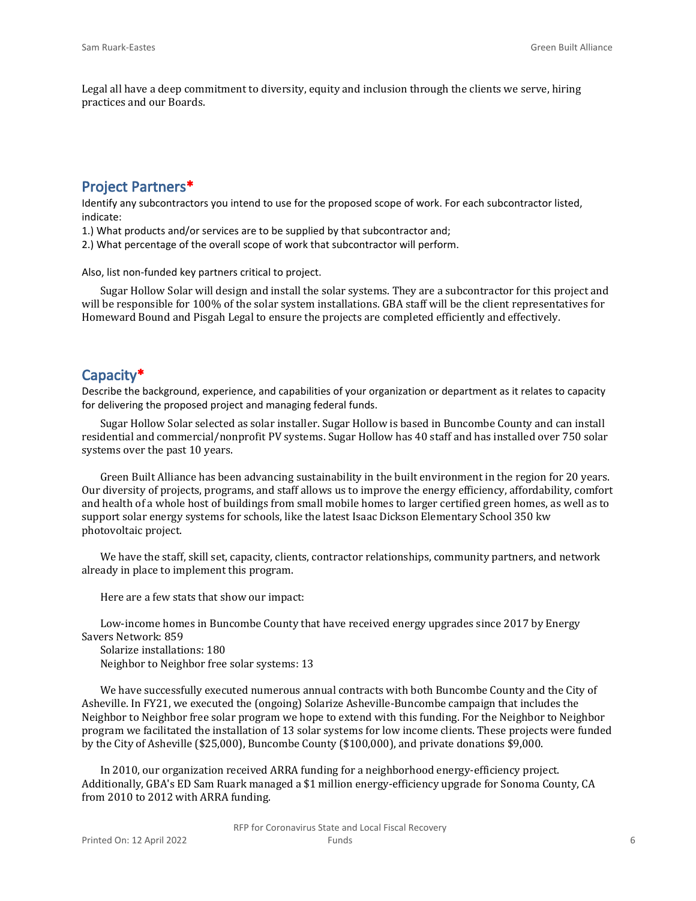Legal all have a deep commitment to diversity, equity and inclusion through the clients we serve, hiring practices and our Boards.

## Project Partners*

Identify any subcontractors you intend to use for the proposed scope of work. For each subcontractor listed, indicate:

1.) What products and/or services are to be supplied by that subcontractor and;

2.) What percentage of the overall scope of work that subcontractor will perform.

Also, list non-funded key partners critical to project.

Sugar Hollow Solar will design and install the solar systems. They are a subcontractor for this project and will be responsible for 100% of the solar system installations. GBA staff will be the client representatives for Homeward Bound and Pisgah Legal to ensure the projects are completed efficiently and effectively.

## Capacity*

Describe the background, experience, and capabilities of your organization or department as it relates to capacity for delivering the proposed project and managing federal funds.

Sugar Hollow Solar selected as solar installer. Sugar Hollow is based in Buncombe County and can install residential and commercial/nonprofit PV systems. Sugar Hollow has 40 staff and has installed over 750 solar systems over the past 10 years.

Green Built Alliance has been advancing sustainability in the built environment in the region for 20 years. Our diversity of projects, programs, and staff allows us to improve the energy efficiency, affordability, comfort and health of a whole host of buildings from small mobile homes to larger certified green homes, as well as to support solar energy systems for schools, like the latest Isaac Dickson Elementary School 350 kw photovoltaic project.

We have the staff, skill set, capacity, clients, contractor relationships, community partners, and network already in place to implement this program.

Here are a few stats that show our impact:

Low-income homes in Buncombe County that have received energy upgrades since 2017 by Energy Savers Network: 859

Solarize installations: 180

Neighbor to Neighbor free solar systems: 13

We have successfully executed numerous annual contracts with both Buncombe County and the City of Asheville. In FY21, we executed the (ongoing) Solarize Asheville-Buncombe campaign that includes the Neighbor to Neighbor free solar program we hope to extend with this funding. For the Neighbor to Neighbor program we facilitated the installation of 13 solar systems for low income clients. These projects were funded by the City of Asheville ($25,000), Buncombe County ($100,000), and private donations $9,000.

In 2010, our organization received ARRA funding for a neighborhood energy-efficiency project. Additionally, GBA's ED Sam Ruark managed a $1 million energy-efficiency upgrade for Sonoma County, CA from 2010 to 2012 with ARRA funding.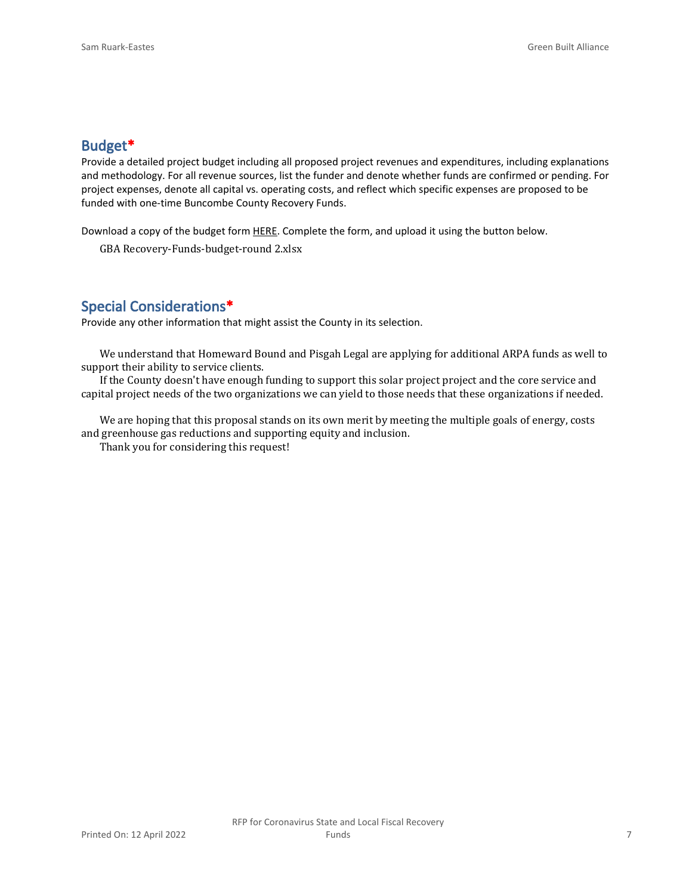## Budget*

Provide a detailed project budget including all proposed project revenues and expenditures, including explanations and methodology. For all revenue sources, list the funder and denote whether funds are confirmed or pending. For project expenses, denote all capital vs. operating costs, and reflect which specific expenses are proposed to be funded with one-time Buncombe County Recovery Funds.

Download a copy of the budget form HERE. Complete the form, and upload it using the button below.

GBA Recovery-Funds-budget-round 2.xlsx

## Special Considerations*

Provide any other information that might assist the County in its selection.

We understand that Homeward Bound and Pisgah Legal are applying for additional ARPA funds as well to support their ability to service clients.

If the County doesn't have enough funding to support this solar project project and the core service and capital project needs of the two organizations we can yield to those needs that these organizations if needed.

We are hoping that this proposal stands on its own merit by meeting the multiple goals of energy, costs and greenhouse gas reductions and supporting equity and inclusion.

Thank you for considering this request!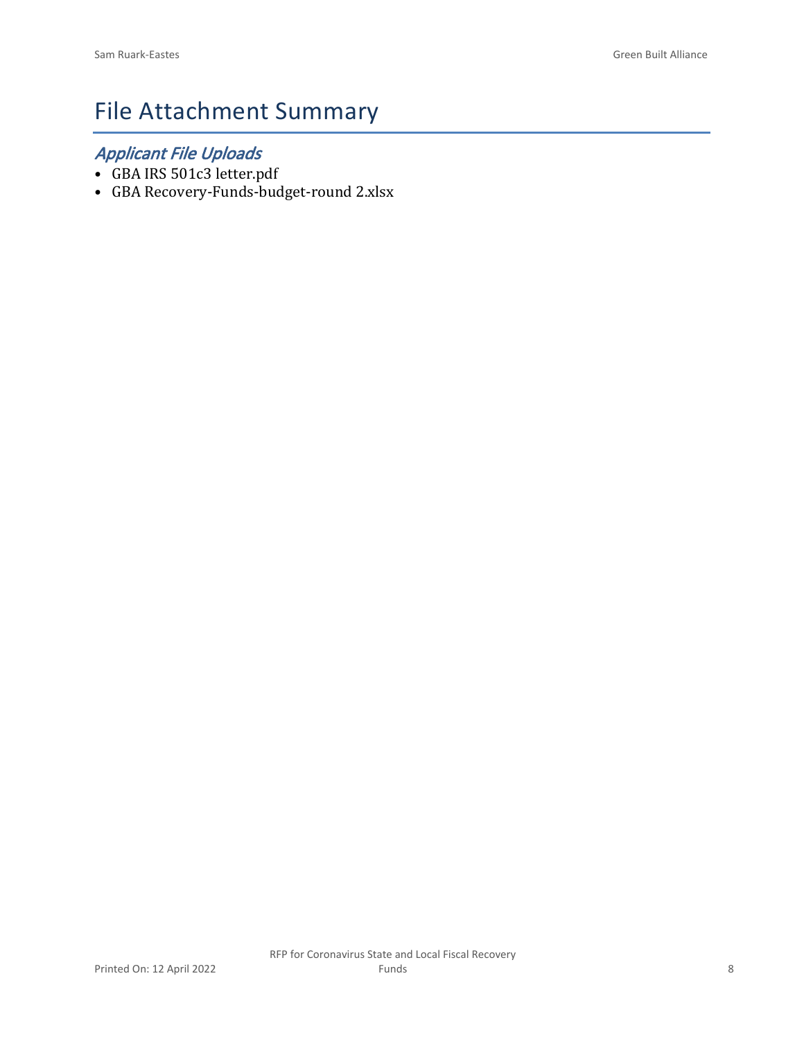# File Attachment Summary

## *Applicant File Uploads*

- GBA IRS 501c3 letter.pdf
- GBA Recovery-Funds-budget-round 2.xlsx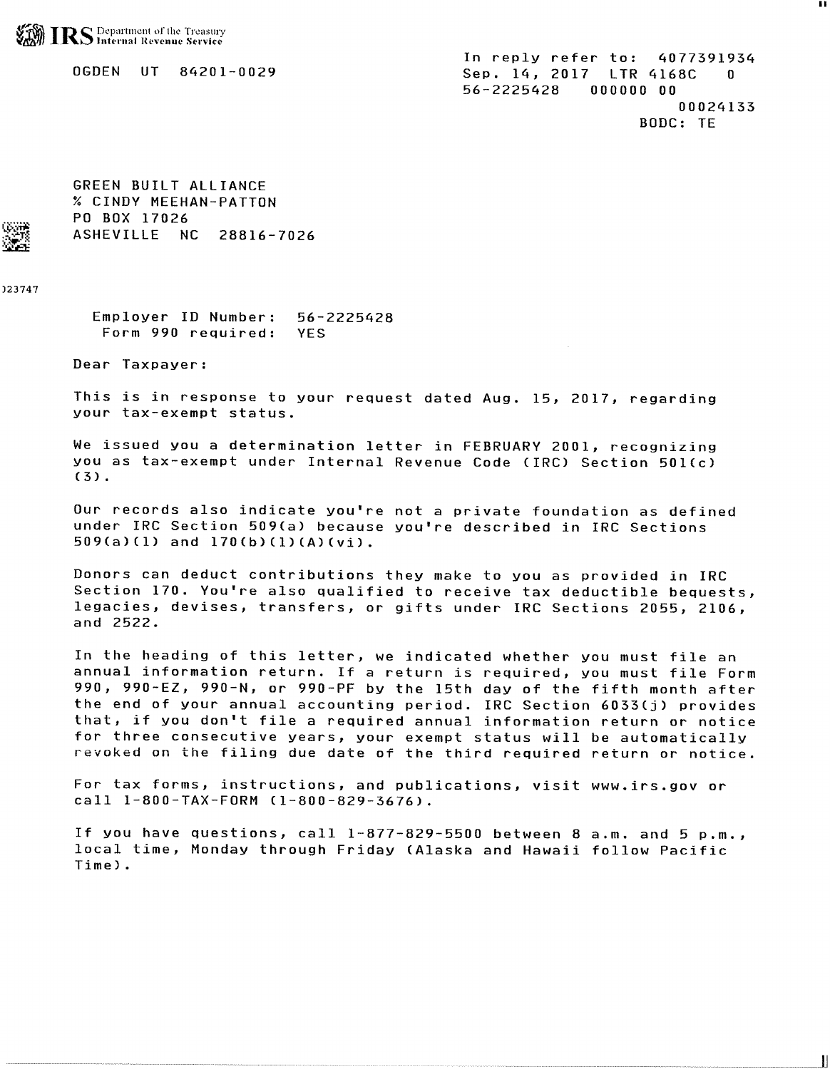IRS Department of the Treasury
Internal Revenue Service

OGDEN UT 84201-0029

In reply refer to: 4077391934
Sep. 14, 2017 LTR 4168C 0
56-2225428 000000 00
00024133
BODC: TE

GREEN BUILT ALLIANCE
% CINDY MEEHAN-PATTON
PO BOX 17026
ASHEVILLE NC 28816-7026

)23747

Employer ID Number: 56-2225428
Form 990 required: YES

Dear Taxpayer:

This is in response to your request dated Aug. 15, 2017, regarding your tax-exempt status.

We issued you a determination letter in FEBRUARY 2001, recognizing you as tax-exempt under Internal Revenue Code (IRC) Section 501(c)(3).

Our records also indicate you're not a private foundation as defined under IRC Section 509(a) because you're described in IRC Sections 509(a)(1) and 170(b)(1)(A)(vi).

Donors can deduct contributions they make to you as provided in IRC Section 170. You're also qualified to receive tax deductible bequests, legacies, devises, transfers, or gifts under IRC Sections 2055, 2106, and 2522.

In the heading of this letter, we indicated whether you must file an annual information return. If a return is required, you must file Form 990, 990-EZ, 990-N, or 990-PF by the 15th day of the fifth month after the end of your annual accounting period. IRC Section 6033(j) provides that, if you don't file a required annual information return or notice for three consecutive years, your exempt status will be automatically revoked on the filing due date of the third required return or notice.

For tax forms, instructions, and publications, visit www.irs.gov or call 1-800-TAX-FORM (1-800-829-3676).

If you have questions, call 1-877-829-5500 between 8 a.m. and 5 p.m., local time, Monday through Friday (Alaska and Hawaii follow Pacific Time).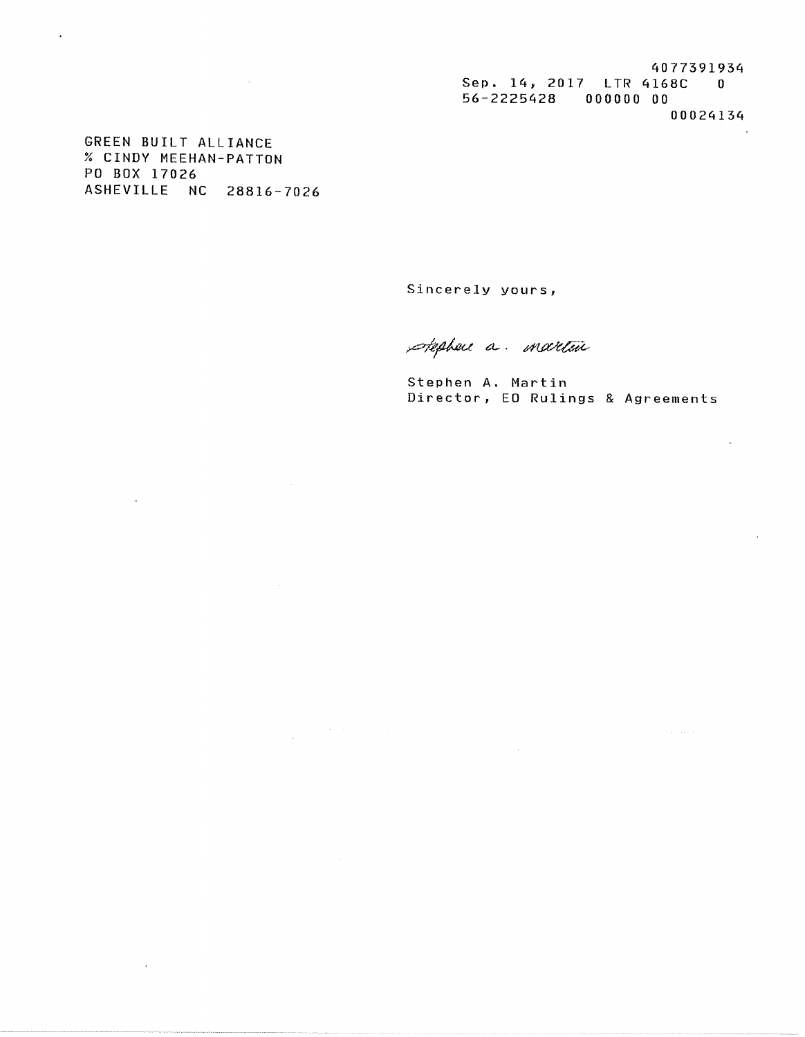4077391934
Sep. 14, 2017 LTR 4168C 0
56-2225428 000000 00
00024134

GREEN BUILT ALLIANCE
% CINDY MEEHAN-PATTON
PO BOX 17026
ASHEVILLE NC 28816-7026

Sincerely yours,

Stephen A. Martin

Stephen A. Martin
Director, EO Rulings & Agreements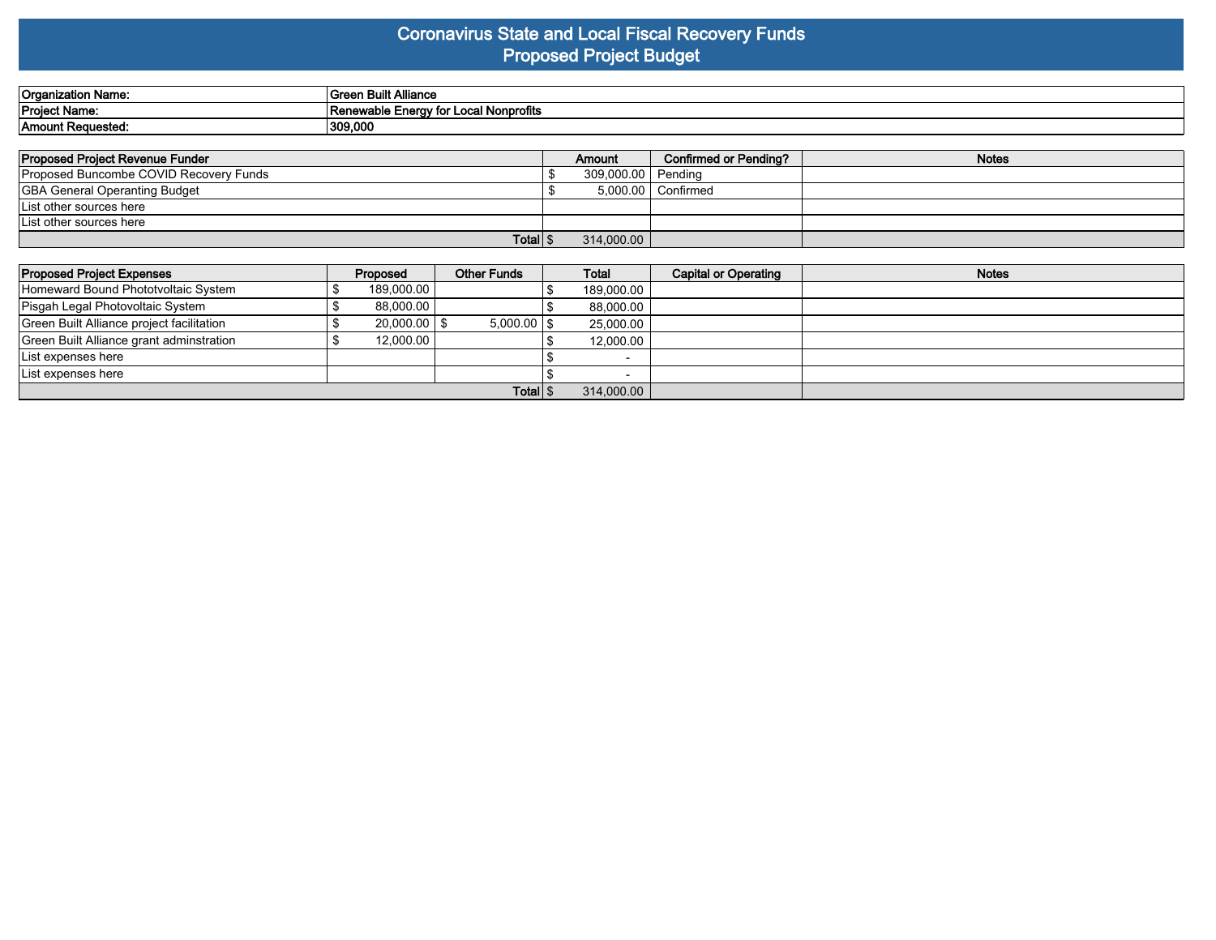# Coronavirus State and Local Fiscal Recovery Funds
## Proposed Project Budget

| | |
|---|---|
| **Organization Name:** | **Green Built Alliance** |
| **Project Name:** | **Renewable Energy for Local Nonprofits** |
| **Amount Requested:** | **309,000** |

| Proposed Project Revenue Funder | Amount | Confirmed or Pending? | Notes |
|---|---|---|---|
| Proposed Buncombe COVID Recovery Funds | $ 309,000.00 | Pending | |
| GBA General Operanting Budget | $ 5,000.00 | Confirmed | |
| List other sources here | | | |
| List other sources here | | | |
| **Total** | $ 314,000.00 | | |

| Proposed Project Expenses | Proposed | Other Funds | Total | Capital or Operating | Notes |
|---|---|---|---|---|---|
| Homeward Bound Phototvoltaic System | $ 189,000.00 | | $ 189,000.00 | | |
| Pisgah Legal Photovoltaic System | $ 88,000.00 | | $ 88,000.00 | | |
| Green Built Alliance project facilitation | $ 20,000.00 | $ 5,000.00 | $ 25,000.00 | | |
| Green Built Alliance grant adminstration | $ 12,000.00 | | $ 12,000.00 | | |
| List expenses here | | | $ - | | |
| List expenses here | | | $ - | | |
| | | **Total** | $ 314,000.00 | | |